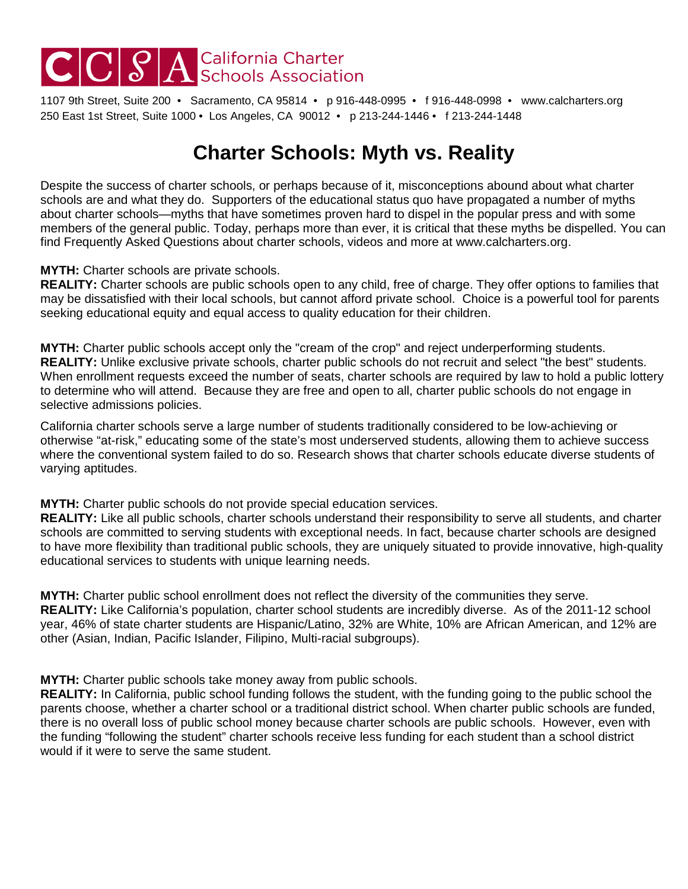**CCSA California Charter Schools Association**

1107 9th Street, Suite 200 • Sacramento, CA 95814 • p 916-448-0995 • f 916-448-0998 • www.calcharters.org
250 East 1st Street, Suite 1000 • Los Angeles, CA 90012 • p 213-244-1446 • f 213-244-1448

# Charter Schools: Myth vs. Reality

Despite the success of charter schools, or perhaps because of it, misconceptions abound about what charter schools are and what they do. Supporters of the educational status quo have propagated a number of myths about charter schools—myths that have sometimes proven hard to dispel in the popular press and with some members of the general public. Today, perhaps more than ever, it is critical that these myths be dispelled. You can find Frequently Asked Questions about charter schools, videos and more at www.calcharters.org.

**MYTH:** Charter schools are private schools.
**REALITY:** Charter schools are public schools open to any child, free of charge. They offer options to families that may be dissatisfied with their local schools, but cannot afford private school. Choice is a powerful tool for parents seeking educational equity and equal access to quality education for their children.

**MYTH:** Charter public schools accept only the "cream of the crop" and reject underperforming students.
**REALITY:** Unlike exclusive private schools, charter public schools do not recruit and select "the best" students. When enrollment requests exceed the number of seats, charter schools are required by law to hold a public lottery to determine who will attend. Because they are free and open to all, charter public schools do not engage in selective admissions policies.

California charter schools serve a large number of students traditionally considered to be low-achieving or otherwise "at-risk," educating some of the state's most underserved students, allowing them to achieve success where the conventional system failed to do so. Research shows that charter schools educate diverse students of varying aptitudes.

**MYTH:** Charter public schools do not provide special education services.
**REALITY:** Like all public schools, charter schools understand their responsibility to serve all students, and charter schools are committed to serving students with exceptional needs. In fact, because charter schools are designed to have more flexibility than traditional public schools, they are uniquely situated to provide innovative, high-quality educational services to students with unique learning needs.

**MYTH:** Charter public school enrollment does not reflect the diversity of the communities they serve.
**REALITY:** Like California's population, charter school students are incredibly diverse. As of the 2011-12 school year, 46% of state charter students are Hispanic/Latino, 32% are White, 10% are African American, and 12% are other (Asian, Indian, Pacific Islander, Filipino, Multi-racial subgroups).

**MYTH:** Charter public schools take money away from public schools.
**REALITY:** In California, public school funding follows the student, with the funding going to the public school the parents choose, whether a charter school or a traditional district school. When charter public schools are funded, there is no overall loss of public school money because charter schools are public schools. However, even with the funding "following the student" charter schools receive less funding for each student than a school district would if it were to serve the same student.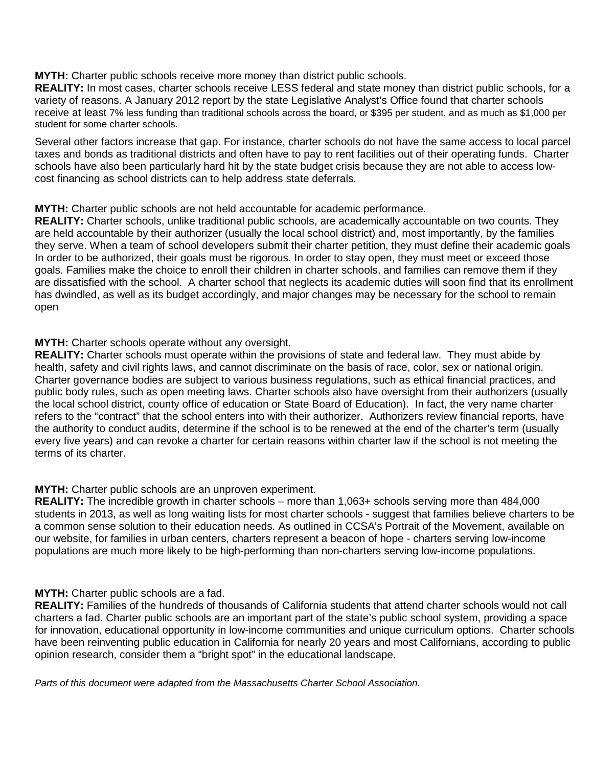**MYTH:** Charter public schools receive more money than district public schools.
**REALITY:** In most cases, charter schools receive LESS federal and state money than district public schools, for a variety of reasons. A January 2012 report by the state Legislative Analyst's Office found that charter schools receive at least 7% less funding than traditional schools across the board, or $395 per student, and as much as $1,000 per student for some charter schools.

Several other factors increase that gap. For instance, charter schools do not have the same access to local parcel taxes and bonds as traditional districts and often have to pay to rent facilities out of their operating funds. Charter schools have also been particularly hard hit by the state budget crisis because they are not able to access low-cost financing as school districts can to help address state deferrals.

**MYTH:** Charter public schools are not held accountable for academic performance.
**REALITY:** Charter schools, unlike traditional public schools, are academically accountable on two counts. They are held accountable by their authorizer (usually the local school district) and, most importantly, by the families they serve. When a team of school developers submit their charter petition, they must define their academic goals In order to be authorized, their goals must be rigorous. In order to stay open, they must meet or exceed those goals. Families make the choice to enroll their children in charter schools, and families can remove them if they are dissatisfied with the school. A charter school that neglects its academic duties will soon find that its enrollment has dwindled, as well as its budget accordingly, and major changes may be necessary for the school to remain open

**MYTH:** Charter schools operate without any oversight.
**REALITY:** Charter schools must operate within the provisions of state and federal law. They must abide by health, safety and civil rights laws, and cannot discriminate on the basis of race, color, sex or national origin. Charter governance bodies are subject to various business regulations, such as ethical financial practices, and public body rules, such as open meeting laws. Charter schools also have oversight from their authorizers (usually the local school district, county office of education or State Board of Education). In fact, the very name charter refers to the "contract" that the school enters into with their authorizer. Authorizers review financial reports, have the authority to conduct audits, determine if the school is to be renewed at the end of the charter's term (usually every five years) and can revoke a charter for certain reasons within charter law if the school is not meeting the terms of its charter.

**MYTH:** Charter public schools are an unproven experiment.
**REALITY:** The incredible growth in charter schools – more than 1,063+ schools serving more than 484,000 students in 2013, as well as long waiting lists for most charter schools - suggest that families believe charters to be a common sense solution to their education needs. As outlined in CCSA's Portrait of the Movement, available on our website, for families in urban centers, charters represent a beacon of hope - charters serving low-income populations are much more likely to be high-performing than non-charters serving low-income populations.

**MYTH:** Charter public schools are a fad.
**REALITY:** Families of the hundreds of thousands of California students that attend charter schools would not call charters a fad. Charter public schools are an important part of the state's public school system, providing a space for innovation, educational opportunity in low-income communities and unique curriculum options. Charter schools have been reinventing public education in California for nearly 20 years and most Californians, according to public opinion research, consider them a "bright spot" in the educational landscape.

*Parts of this document were adapted from the Massachusetts Charter School Association.*